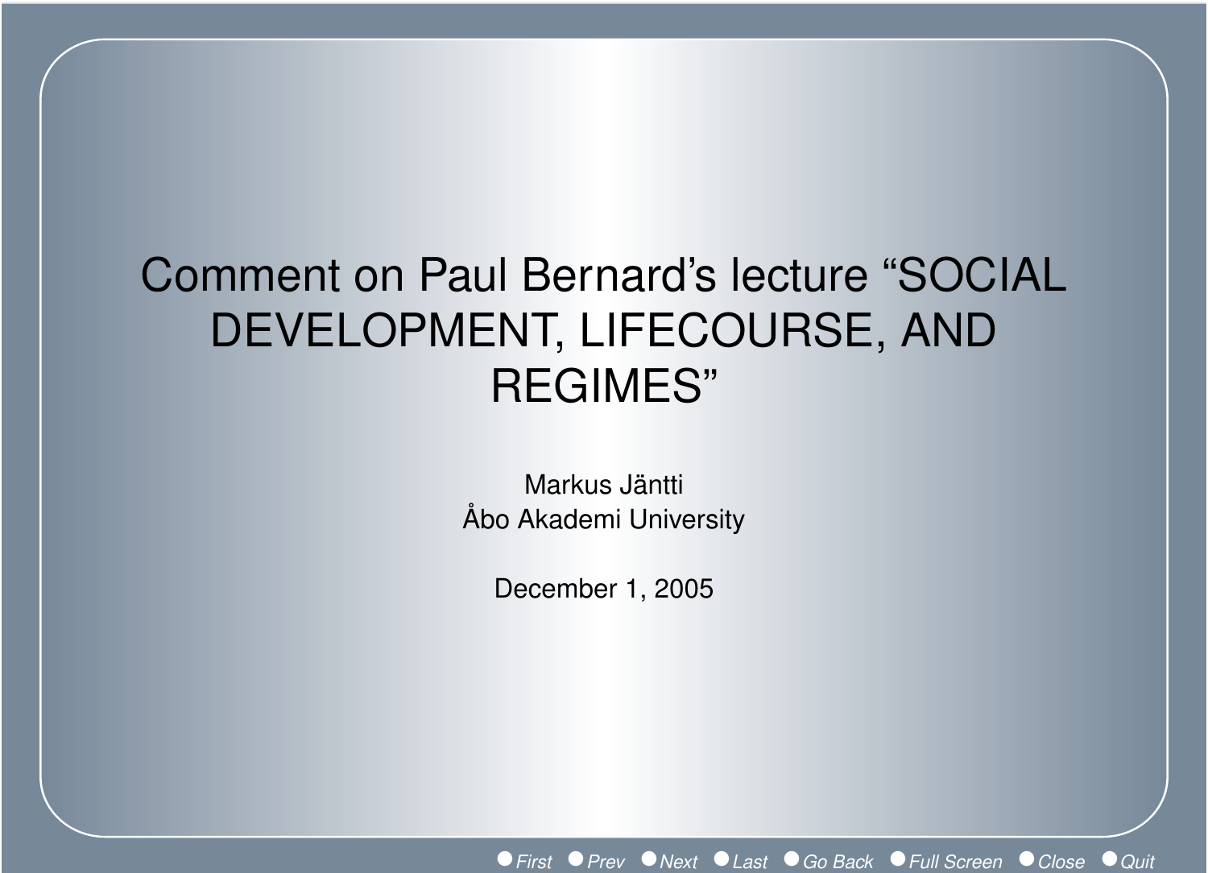# Comment on Paul Bernard’s lecture “SOCIAL DEVELOPMENT, LIFECOURSE, AND REGIMES”

Markus Jäntti
Åbo Akademi University

December 1, 2005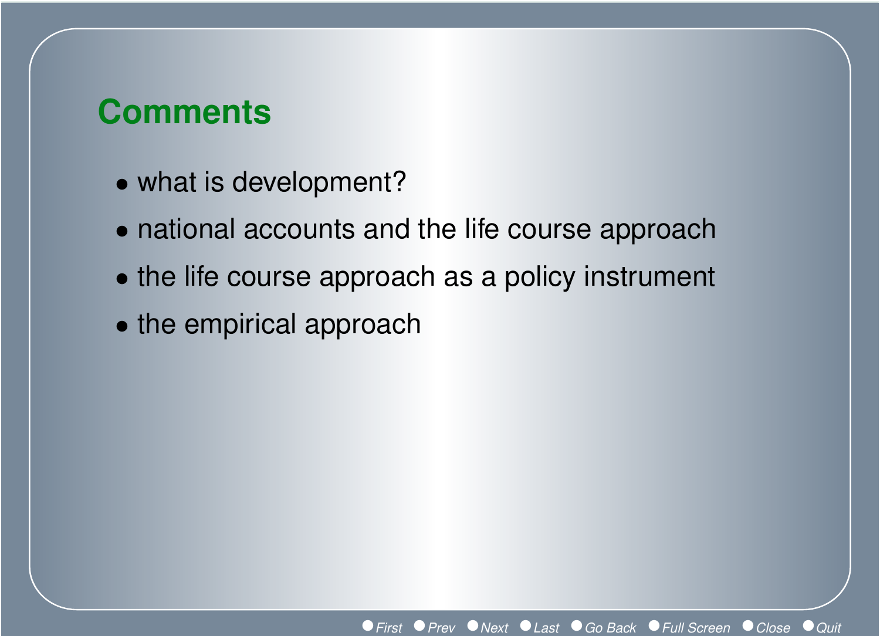## Comments

- what is development?
- national accounts and the life course approach
- the life course approach as a policy instrument
- the empirical approach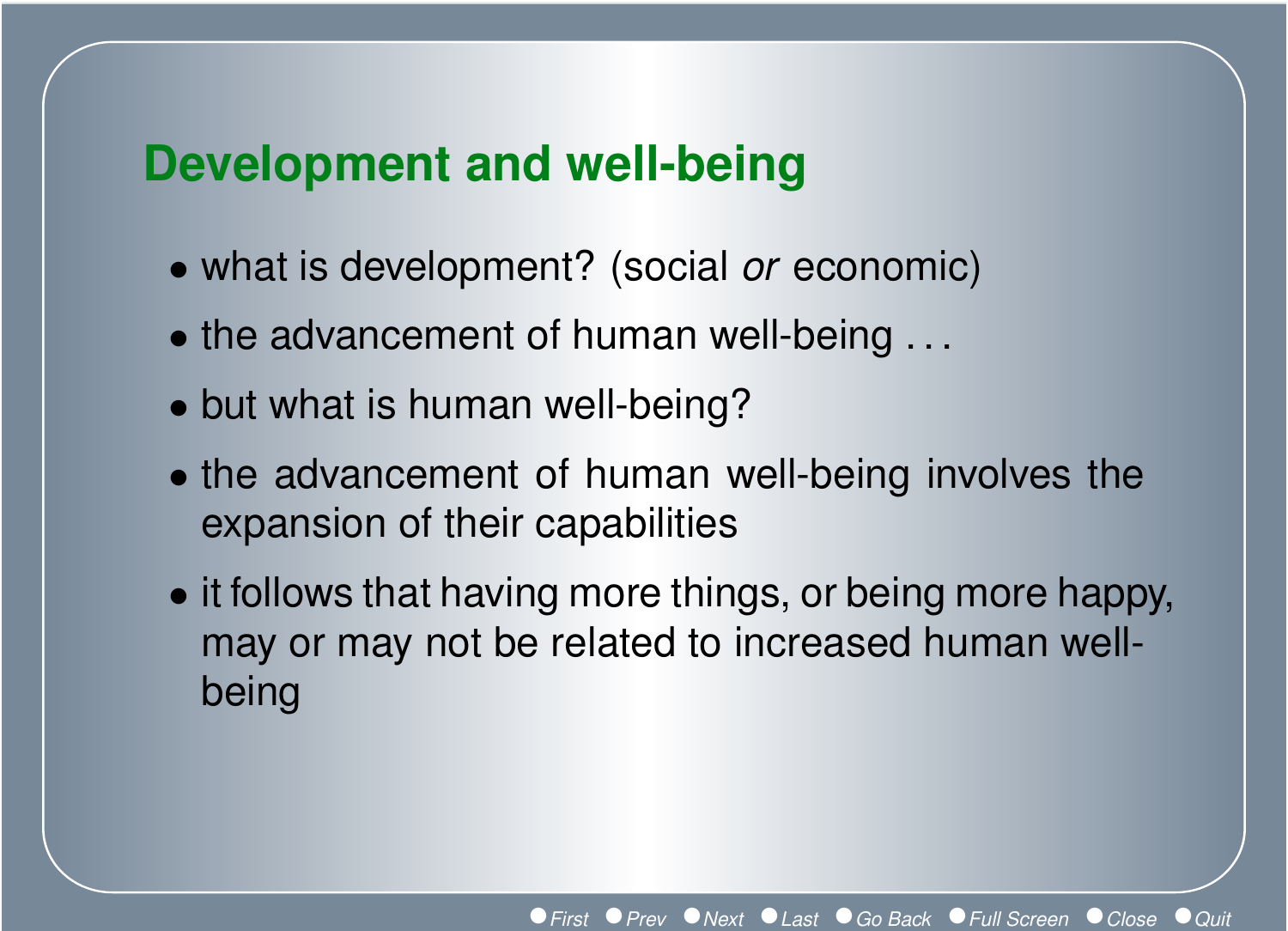# Development and well-being

- what is development? (social *or* economic)
- the advancement of human well-being ...
- but what is human well-being?
- the advancement of human well-being involves the expansion of their capabilities
- it follows that having more things, or being more happy, may or may not be related to increased human well-being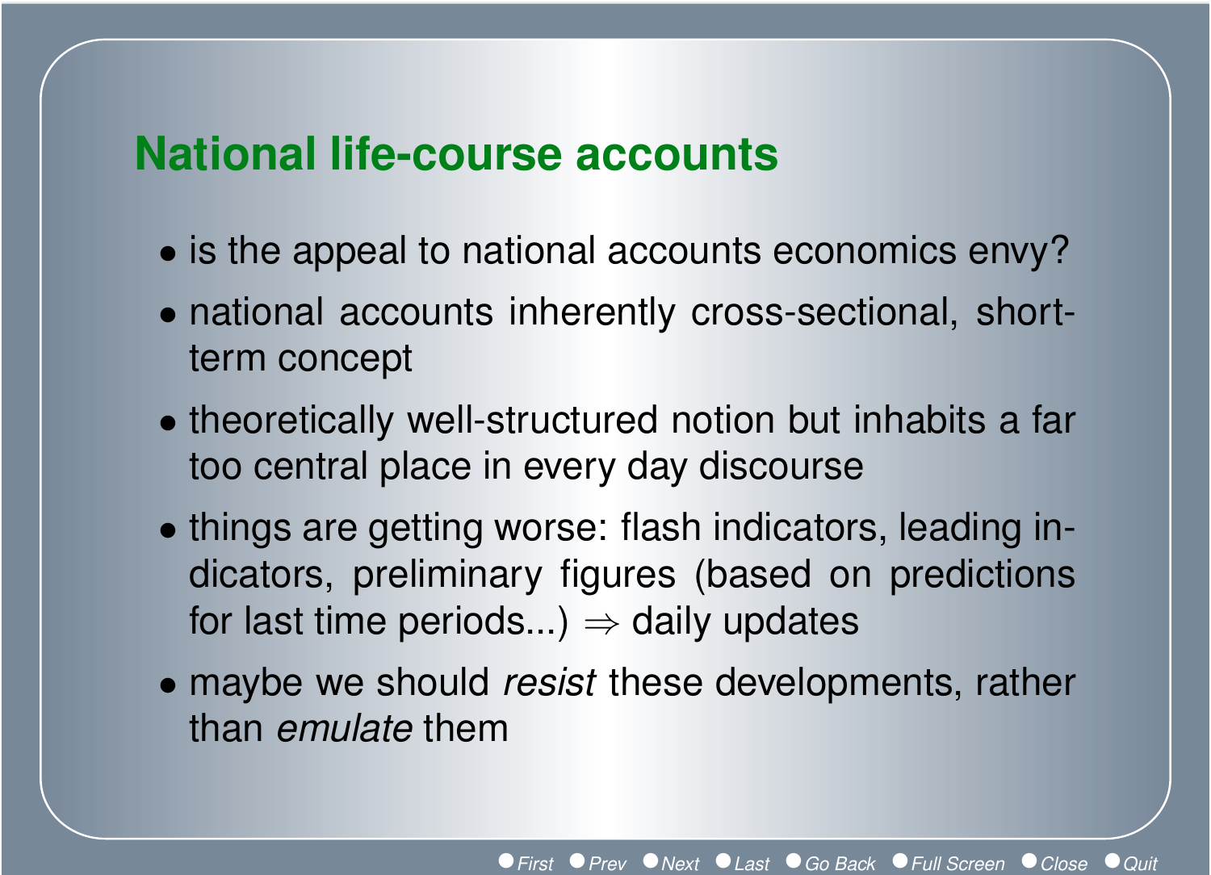# National life-course accounts

- is the appeal to national accounts economics envy?
- national accounts inherently cross-sectional, short-term concept
- theoretically well-structured notion but inhabits a far too central place in every day discourse
- things are getting worse: flash indicators, leading indicators, preliminary figures (based on predictions for last time periods...) $\Rightarrow$ daily updates
- maybe we should *resist* these developments, rather than *emulate* them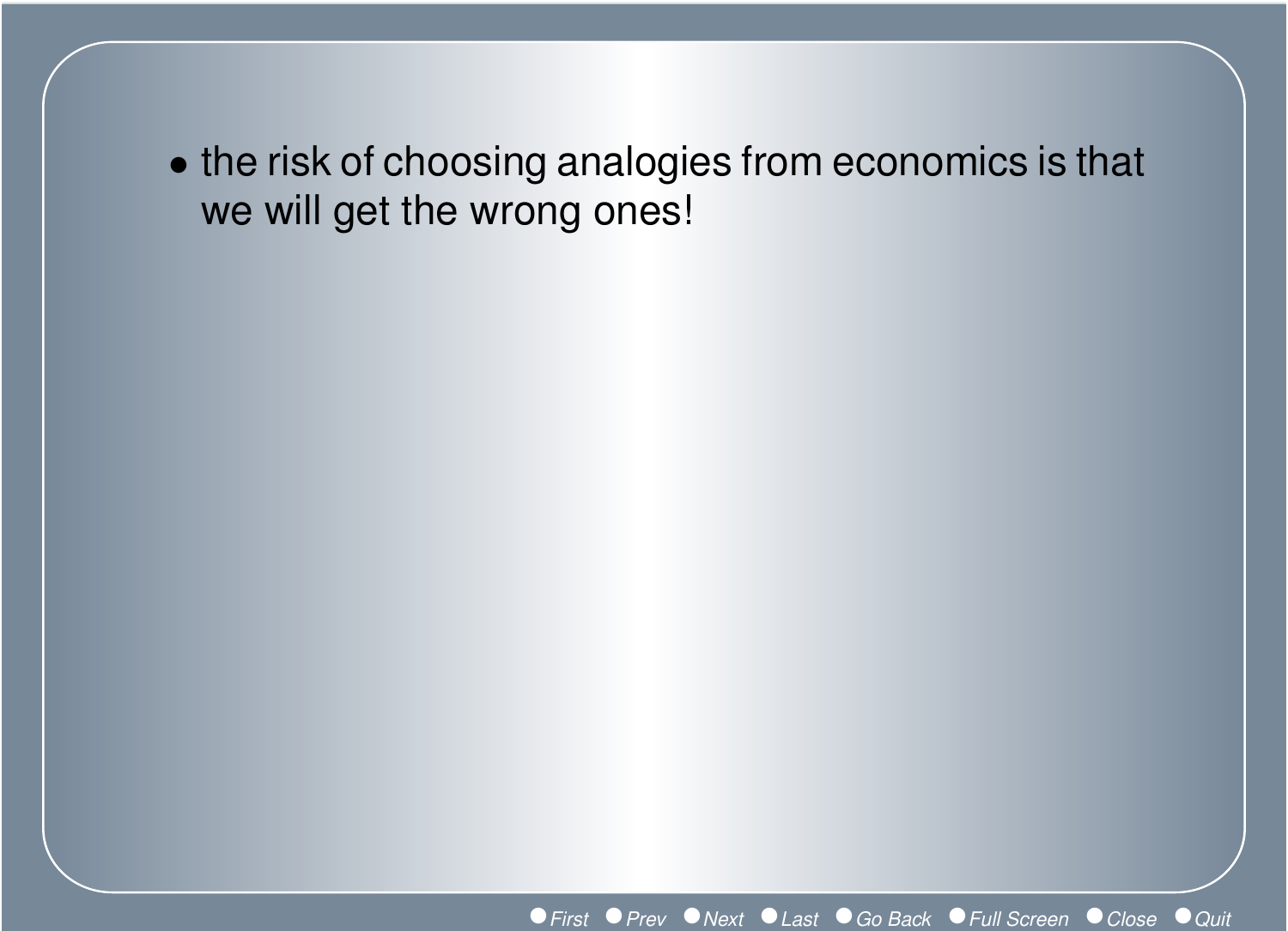- the risk of choosing analogies from economics is that we will get the wrong ones!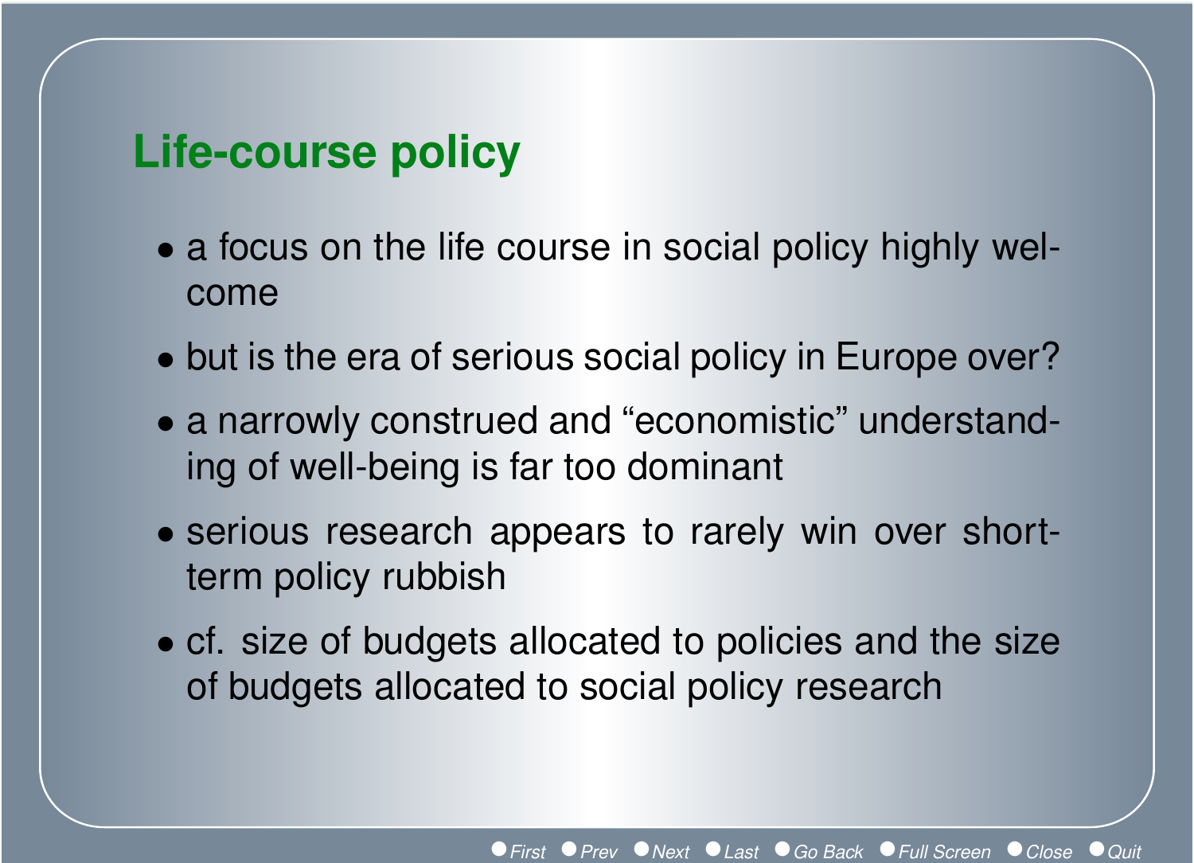## Life-course policy

- a focus on the life course in social policy highly welcome
- but is the era of serious social policy in Europe over?
- a narrowly construed and “economistic” understanding of well-being is far too dominant
- serious research appears to rarely win over short-term policy rubbish
- cf. size of budgets allocated to policies and the size of budgets allocated to social policy research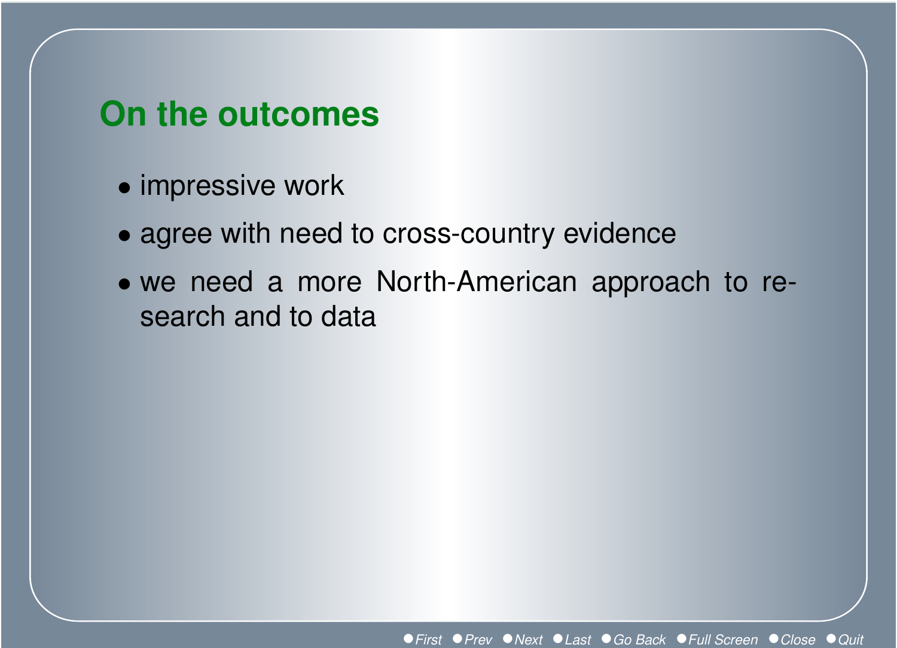## On the outcomes

- impressive work
- agree with need to cross-country evidence
- we need a more North-American approach to research and to data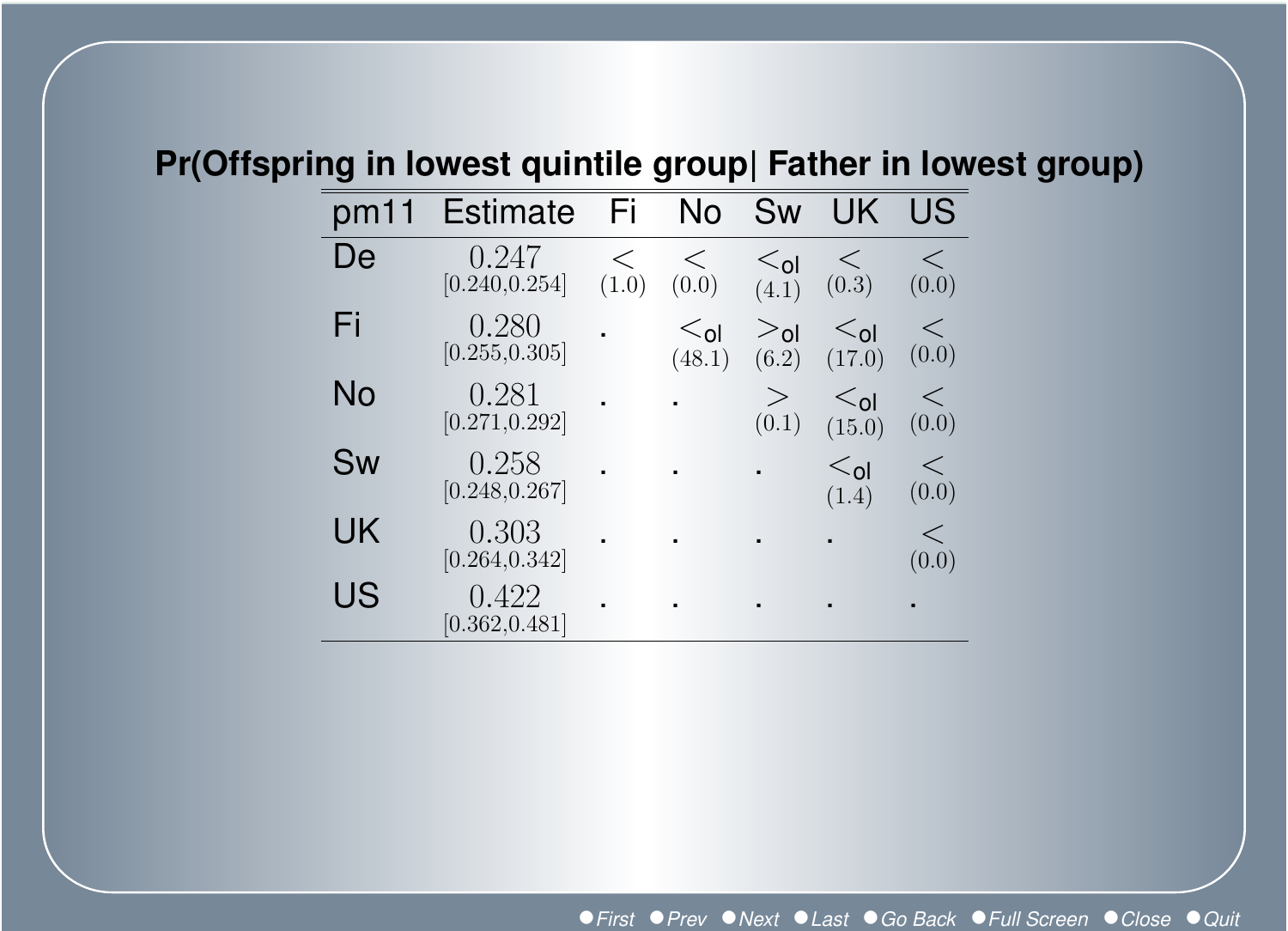## Pr(Offspring in lowest quintile group| Father in lowest group)

| pm11 | Estimate | Fi | No | Sw | UK | US |
|---|---|---|---|---|---|---|
| De | 0.247 [0.240,0.254] | $<$ (1.0) | $<$ (0.0) | $<_{\text{ol}}$ (4.1) | $<$ (0.3) | $<$ (0.0) |
| Fi | 0.280 [0.255,0.305] | . | $<_{\text{ol}}$ (48.1) | $>_{\text{ol}}$ (6.2) | $<_{\text{ol}}$ (17.0) | $<$ (0.0) |
| No | 0.281 [0.271,0.292] | . | . | $>$ (0.1) | $<_{\text{ol}}$ (15.0) | $<$ (0.0) |
| Sw | 0.258 [0.248,0.267] | . | . | . | $<_{\text{ol}}$ (1.4) | $<$ (0.0) |
| UK | 0.303 [0.264,0.342] | . | . | . | . | $<$ (0.0) |
| US | 0.422 [0.362,0.481] | . | . | . | . | . |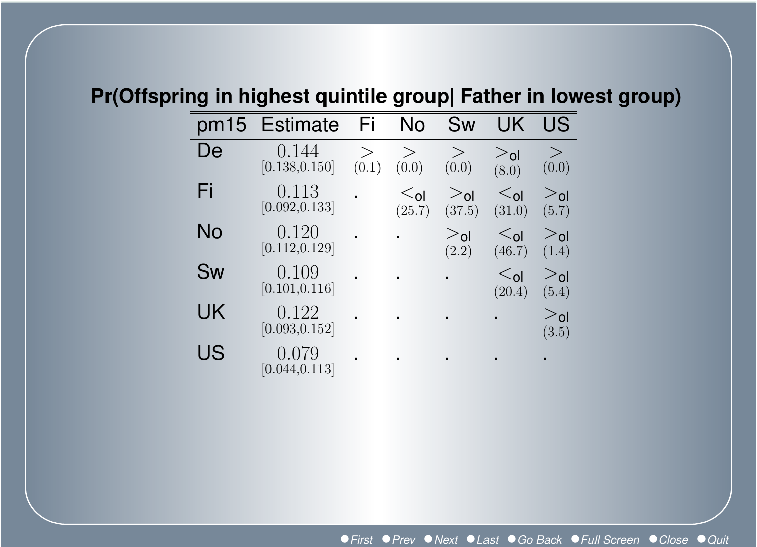# Pr(Offspring in highest quintile group| Father in lowest group)

| pm15 | Estimate | Fi | No | Sw | UK | US |
|---|---|---|---|---|---|---|
| De | 0.144 [0.138,0.150] | $>$ (0.1) | $>$ (0.0) | $>$ (0.0) | $>_{\text{ol}}$ (8.0) | $>$ (0.0) |
| Fi | 0.113 [0.092,0.133] | . | $<_{\text{ol}}$ (25.7) | $>_{\text{ol}}$ (37.5) | $<_{\text{ol}}$ (31.0) | $>_{\text{ol}}$ (5.7) |
| No | 0.120 [0.112,0.129] | . | . | $>_{\text{ol}}$ (2.2) | $<_{\text{ol}}$ (46.7) | $>_{\text{ol}}$ (1.4) |
| Sw | 0.109 [0.101,0.116] | . | . | . | $<_{\text{ol}}$ (20.4) | $>_{\text{ol}}$ (5.4) |
| UK | 0.122 [0.093,0.152] | . | . | . | . | $>_{\text{ol}}$ (3.5) |
| US | 0.079 [0.044,0.113] | . | . | . | . | . |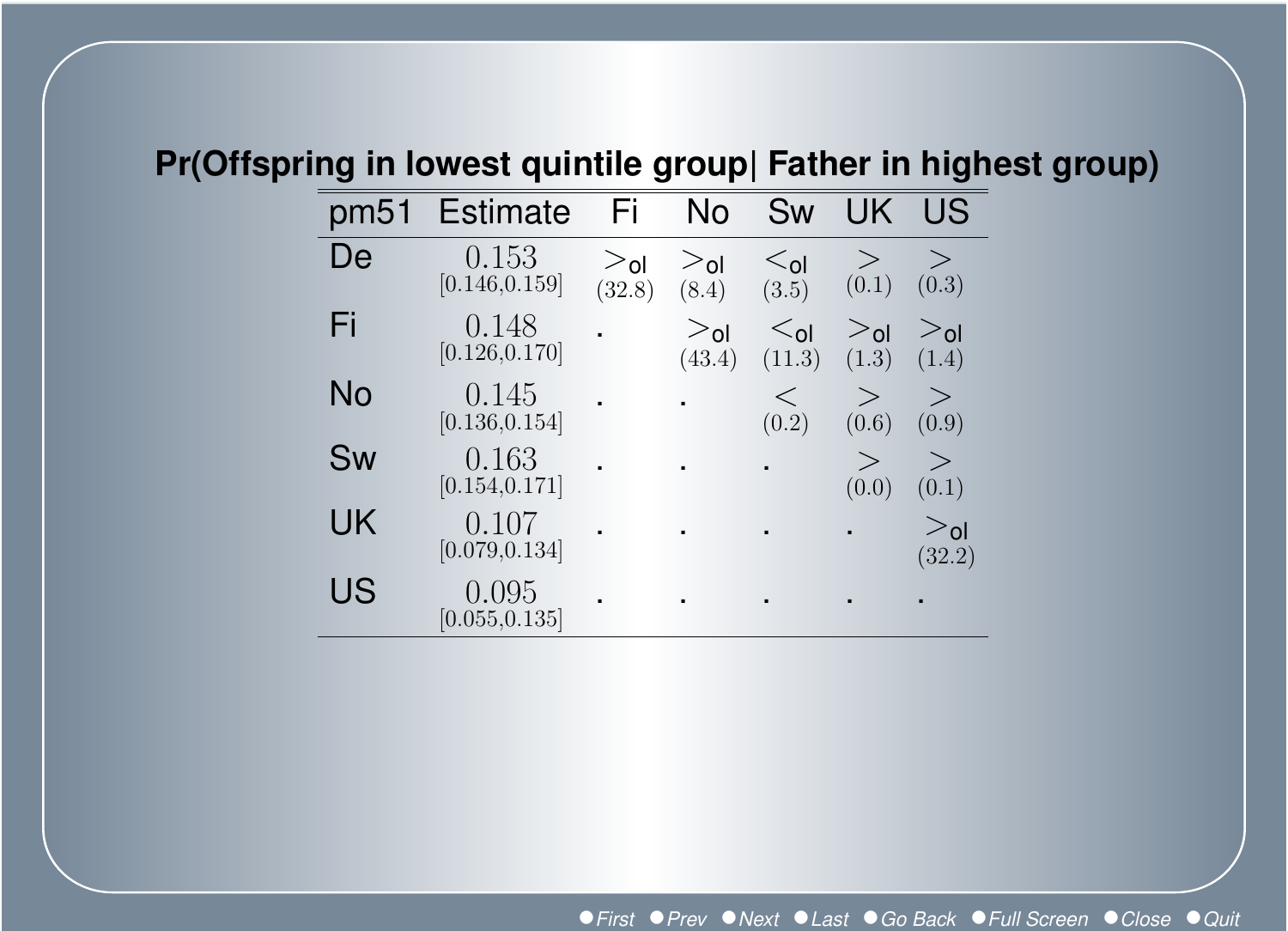# Pr(Offspring in lowest quintile group| Father in highest group)

| pm51 | Estimate | Fi | No | Sw | UK | US |
|---|---|---|---|---|---|---|
| De | 0.153 [0.146,0.159] | $>_{ol}$ (32.8) | $>_{ol}$ (8.4) | $<_{ol}$ (3.5) | $>$ (0.1) | $>$ (0.3) |
| Fi | 0.148 [0.126,0.170] | . | $>_{ol}$ (43.4) | $<_{ol}$ (11.3) | $>_{ol}$ (1.3) | $>_{ol}$ (1.4) |
| No | 0.145 [0.136,0.154] | . | . | $<$ (0.2) | $>$ (0.6) | $>$ (0.9) |
| Sw | 0.163 [0.154,0.171] | . | . | . | $>$ (0.0) | $>$ (0.1) |
| UK | 0.107 [0.079,0.134] | . | . | . | . | $>_{ol}$ (32.2) |
| US | 0.095 [0.055,0.135] | . | . | . | . | . |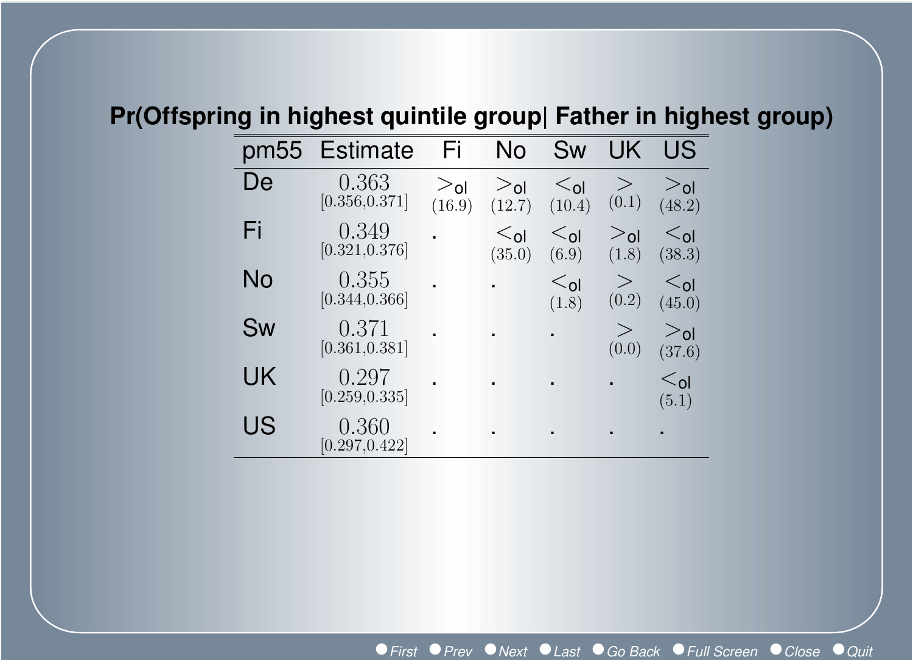## Pr(Offspring in highest quintile group| Father in highest group)

| pm55 | Estimate | Fi | No | Sw | UK | US |
|---|---|---|---|---|---|---|
| De | 0.363 [0.356,0.371] | $>_{ol}$ (16.9) | $>_{ol}$ (12.7) | $<_{ol}$ (10.4) | $>$ (0.1) | $>_{ol}$ (48.2) |
| Fi | 0.349 [0.321,0.376] | . | $<_{ol}$ (35.0) | $<_{ol}$ (6.9) | $>_{ol}$ (1.8) | $<_{ol}$ (38.3) |
| No | 0.355 [0.344,0.366] | . | . | $<_{ol}$ (1.8) | $>$ (0.2) | $<_{ol}$ (45.0) |
| Sw | 0.371 [0.361,0.381] | . | . | . | $>$ (0.0) | $>_{ol}$ (37.6) |
| UK | 0.297 [0.259,0.335] | . | . | . | . | $<_{ol}$ (5.1) |
| US | 0.360 [0.297,0.422] | . | . | . | . | . |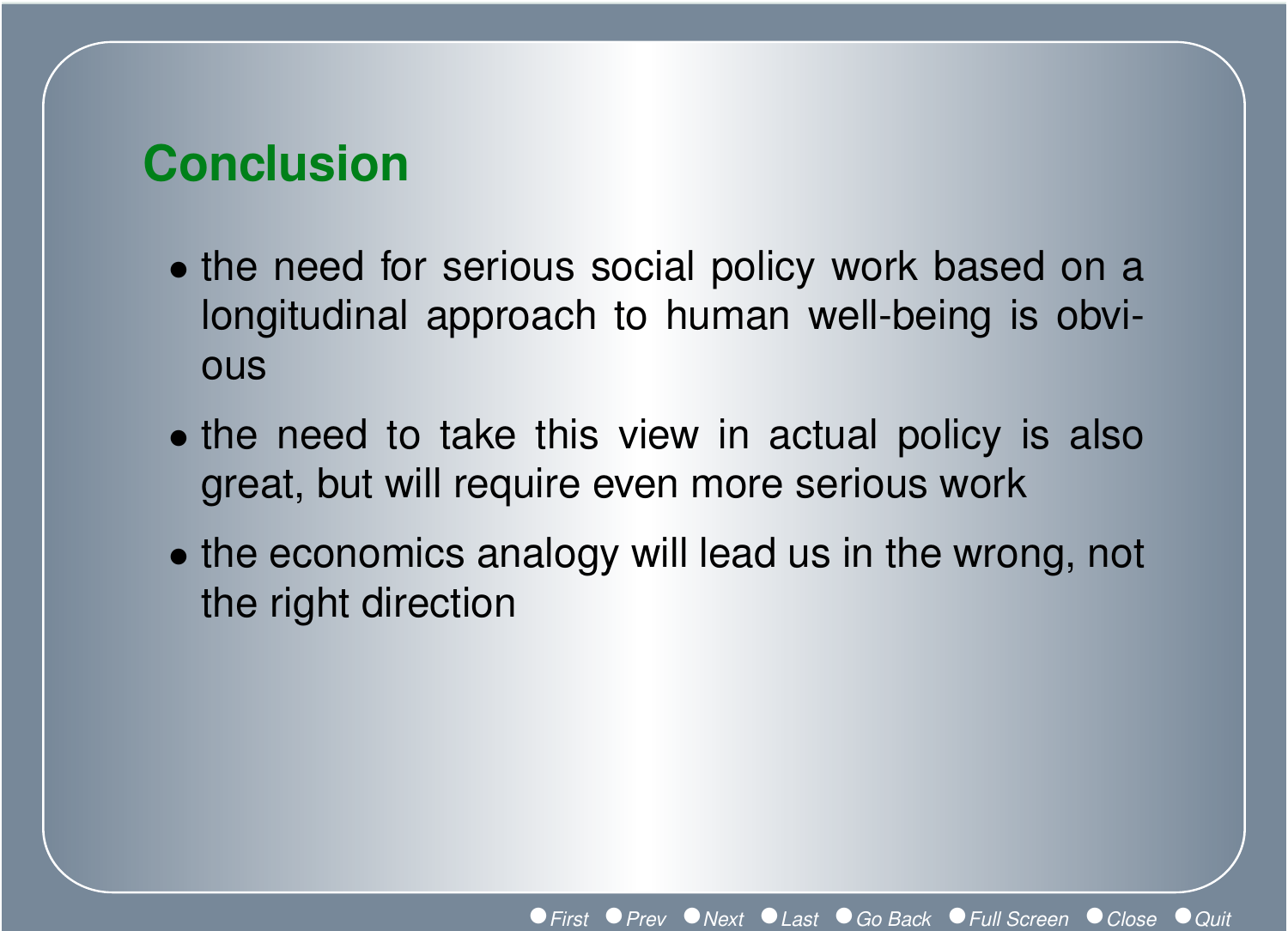## Conclusion

- the need for serious social policy work based on a longitudinal approach to human well-being is obvious
- the need to take this view in actual policy is also great, but will require even more serious work
- the economics analogy will lead us in the wrong, not the right direction